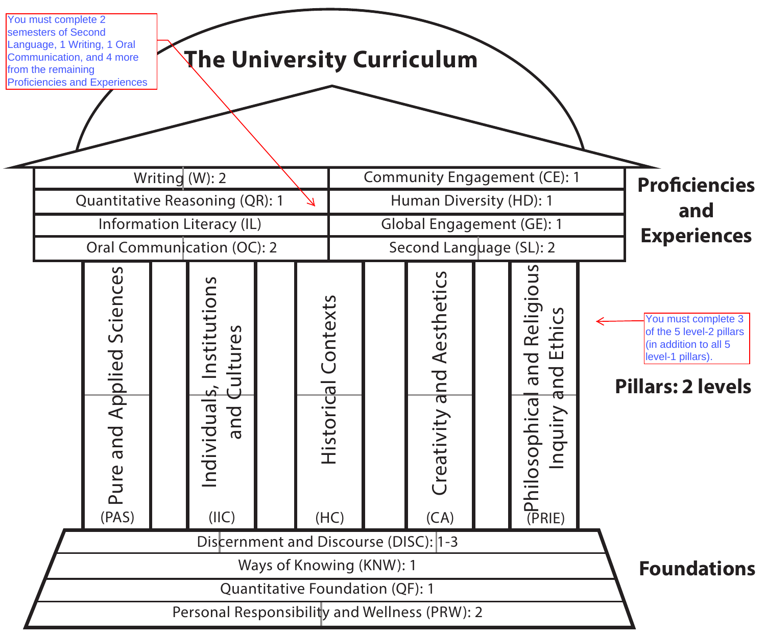# The University Curriculum

> You must complete 2 semesters of Second Language, 1 Writing, 1 Oral Communication, and 4 more from the remaining Proficiencies and Experiences

## Proficiencies and Experiences

| | |
|---|---|
| Writing (W): 2 | Community Engagement (CE): 1 |
| Quantitative Reasoning (QR): 1 | Human Diversity (HD): 1 |
| Information Literacy (IL) | Global Engagement (GE): 1 |
| Oral Communication (OC): 2 | Second Language (SL): 2 |

## Pillars: 2 levels

> You must complete 3 of the 5 level-2 pillars (in addition to all 5 level-1 pillars).

- Pure and Applied Sciences (PAS)
- Individuals, Institutions and Cultures (IIC)
- Historical Contexts (HC)
- Creativity and Aesthetics (CA)
- Philosophical and Religious Inquiry and Ethics (PRIE)

## Foundations

- Discernment and Discourse (DISC): 1-3
- Ways of Knowing (KNW): 1
- Quantitative Foundation (QF): 1
- Personal Responsibility and Wellness (PRW): 2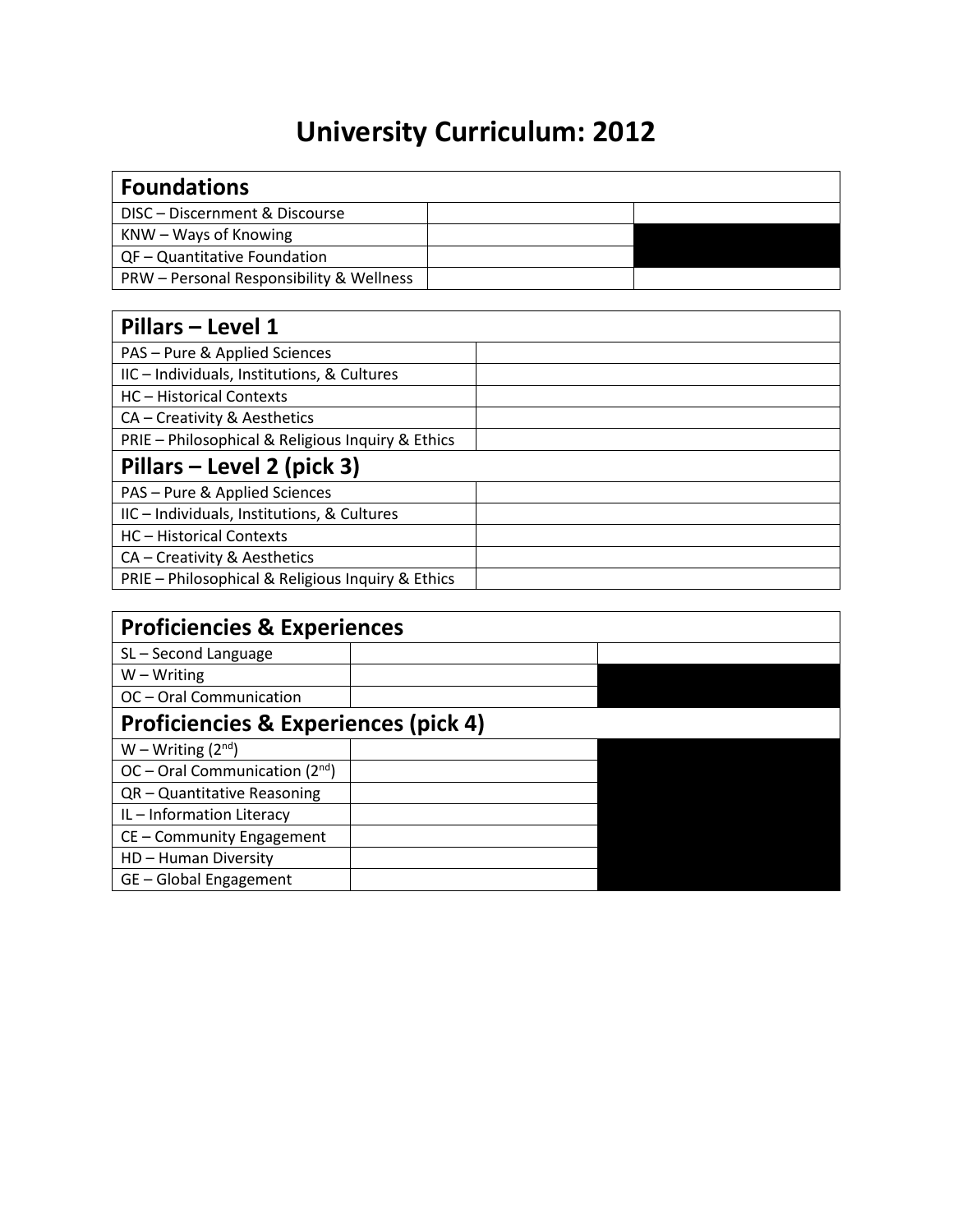# University Curriculum: 2012

| Foundations | | |
|---|---|---|
| DISC – Discernment & Discourse | | |
| KNW – Ways of Knowing | | |
| QF – Quantitative Foundation | | |
| PRW – Personal Responsibility & Wellness | | |

| Pillars – Level 1 | |
|---|---|
| PAS – Pure & Applied Sciences | |
| IIC – Individuals, Institutions, & Cultures | |
| HC – Historical Contexts | |
| CA – Creativity & Aesthetics | |
| PRIE – Philosophical & Religious Inquiry & Ethics | |
| **Pillars – Level 2 (pick 3)** | |
| PAS – Pure & Applied Sciences | |
| IIC – Individuals, Institutions, & Cultures | |
| HC – Historical Contexts | |
| CA – Creativity & Aesthetics | |
| PRIE – Philosophical & Religious Inquiry & Ethics | |

| Proficiencies & Experiences | | |
|---|---|---|
| SL – Second Language | | |
| W – Writing | | |
| OC – Oral Communication | | |
| **Proficiencies & Experiences (pick 4)** | | |
| W – Writing (2nd) | | |
| OC – Oral Communication (2nd) | | |
| QR – Quantitative Reasoning | | |
| IL – Information Literacy | | |
| CE – Community Engagement | | |
| HD – Human Diversity | | |
| GE – Global Engagement | | |